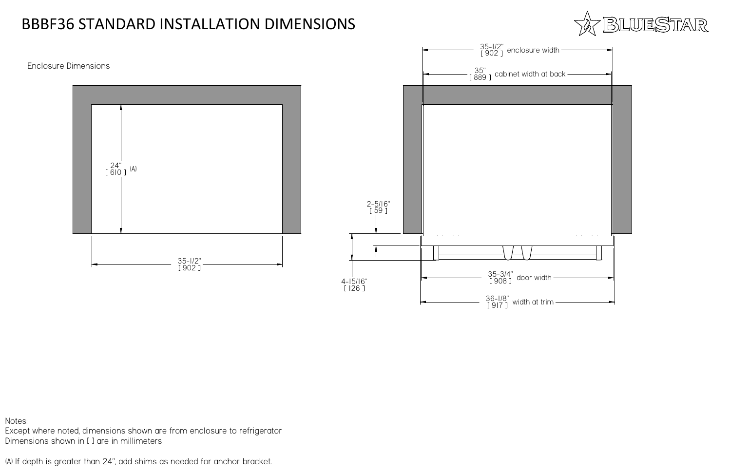# BBBF36 STANDARD INSTALLATION DIMENSIONS

BLUESTAR

Enclosure Dimensions

24" [ 610 ] (A)

35-1/2" [ 902 ]

35-1/2" [ 902 ] enclosure width

35" [ 889 ] cabinet width at back

2-5/16" [ 59 ]

4-15/16" [ 126 ]

35-3/4" [ 908 ] door width

36-1/8" [ 917 ] width at trim

Notes:
Except where noted, dimensions shown are from enclosure to refrigerator
Dimensions shown in [ ] are in millimeters

(A) If depth is greater than 24", add shims as needed for anchor bracket.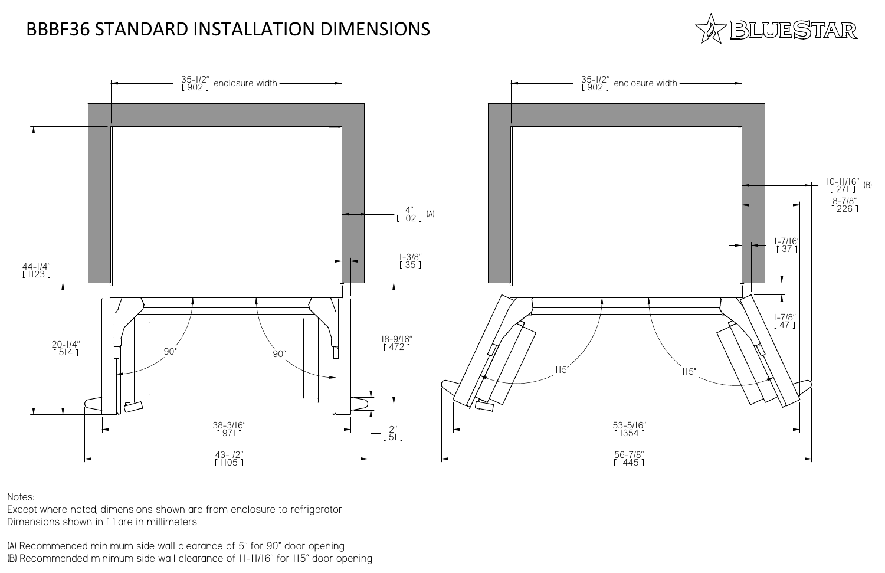# BBBF36 STANDARD INSTALLATION DIMENSIONS

35-1/2" [ 902 ] enclosure width

44-1/4" [ 1123 ]

20-1/4" [ 514 ]

4" [ 102 ] (A)

1-3/8" [ 35 ]

18-9/16" [ 472 ]

90°

90°

2" [ 51 ]

38-3/16" [ 971 ]

43-1/2" [ 1105 ]

35-1/2" [ 902 ] enclosure width

10-11/16" [ 271 ] (B)

8-7/8" [ 226 ]

1-7/16" [ 37 ]

1-7/8" [ 47 ]

115°

115°

53-5/16" [ 1354 ]

56-7/8" [ 1445 ]

Notes:

Except where noted, dimensions shown are from enclosure to refrigerator

Dimensions shown in [ ] are in millimeters

(A) Recommended minimum side wall clearance of 5" for 90° door opening

(B) Recommended minimum side wall clearance of 11-11/16" for 115° door opening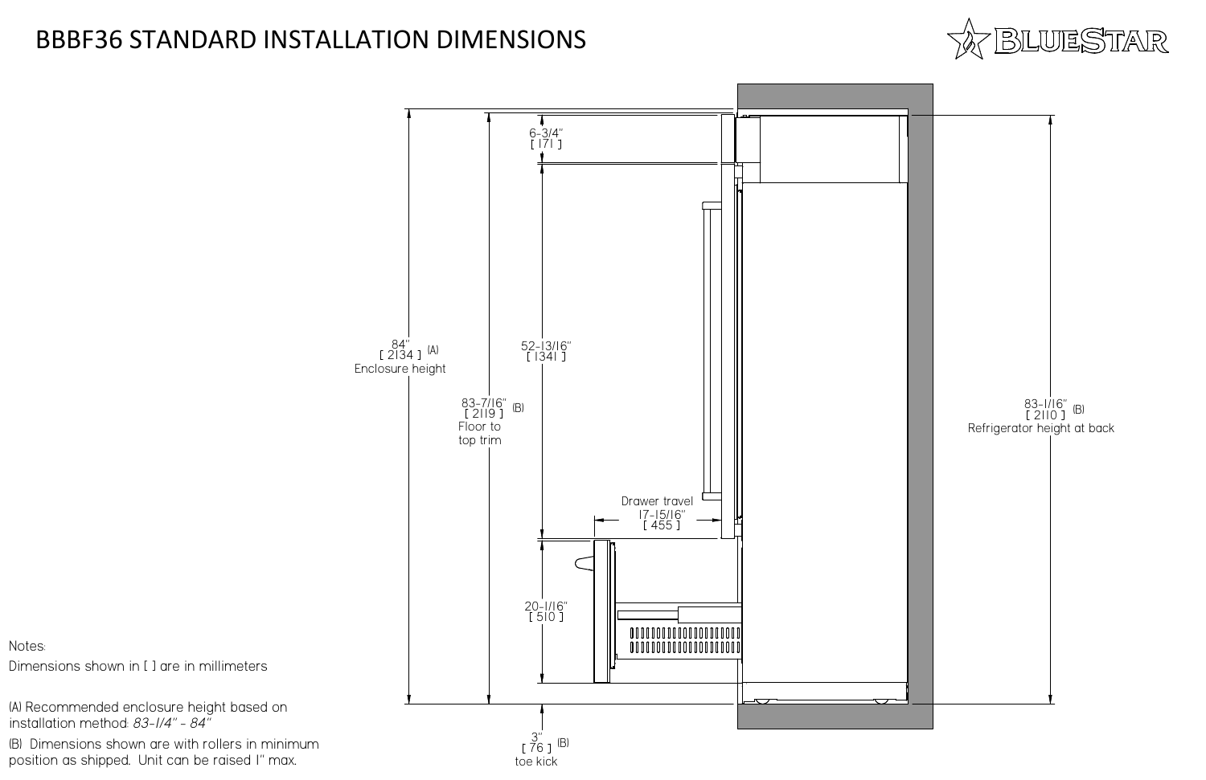# BBBF36 STANDARD INSTALLATION DIMENSIONS

BLUESTAR

84" [ 2134 ] (A) Enclosure height

83-7/16" [ 2119 ] (B) Floor to top trim

6-3/4" [ 171 ]

52-13/16" [ 1341 ]

Drawer travel 17-15/16" [ 455 ]

20-1/16" [ 510 ]

3" [ 76 ] (B) toe kick

83-1/16" [ 2110 ] (B) Refrigerator height at back

Notes:

Dimensions shown in [ ] are in millimeters

(A) Recommended enclosure height based on installation method: *83-1/4" - 84"*

(B) Dimensions shown are with rollers in minimum position as shipped. Unit can be raised 1" max.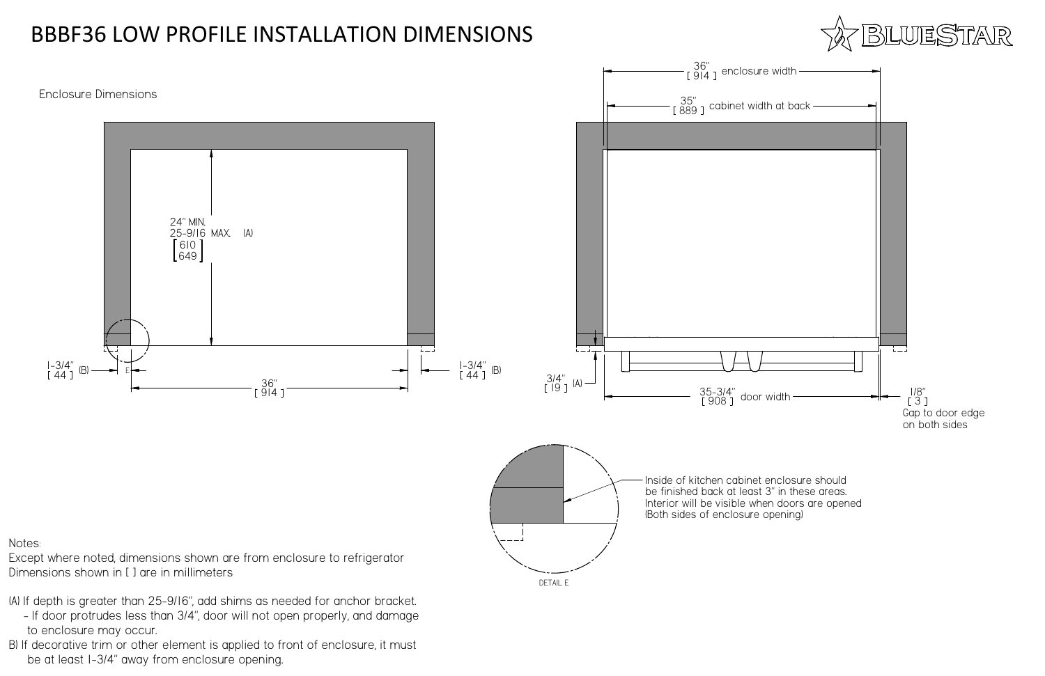# BBBF36 LOW PROFILE INSTALLATION DIMENSIONS

Enclosure Dimensions

24" MIN.
25-9/16 MAX. (A)
[610
649]

1-3/4" [44] (B)

1-3/4" [44] (B)

36" [914]

36" [914] enclosure width

35" [889] cabinet width at back

3/4" [19] (A)

35-3/4" [908] door width

1/8" [3] Gap to door edge on both sides

Inside of kitchen cabinet enclosure should be finished back at least 3" in these areas. Interior will be visible when doors are opened (Both sides of enclosure opening)

DETAIL E

Notes:
Except where noted, dimensions shown are from enclosure to refrigerator
Dimensions shown in [ ] are in millimeters

(A) If depth is greater than 25-9/16", add shims as needed for anchor bracket.
- If door protrudes less than 3/4", door will not open properly, and damage to enclosure may occur.

B) If decorative trim or other element is applied to front of enclosure, it must be at least 1-3/4" away from enclosure opening.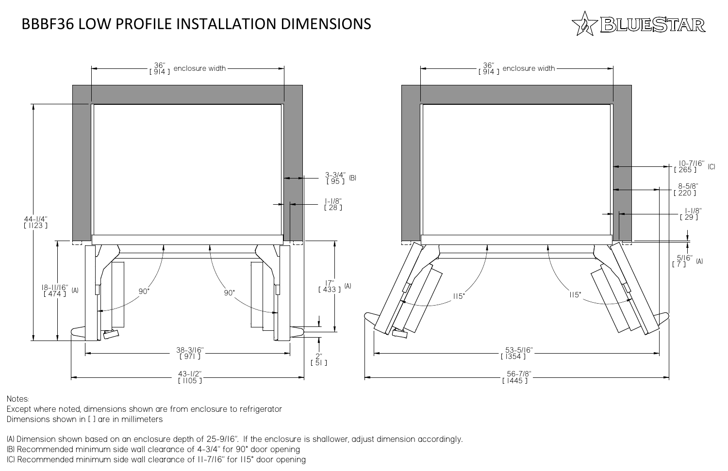# BBBF36 LOW PROFILE INSTALLATION DIMENSIONS

36" [ 914 ] enclosure width

44-1/4" [ 1123 ]

3-3/4" [ 95 ] (B)

1-1/8" [ 28 ]

18-11/16" [ 474 ] (A)

90°

90°

17" [ 433 ] (A)

2" [ 51 ]

38-3/16" [ 971 ]

43-1/2" [ 1105 ]

36" [ 914 ] enclosure width

10-7/16" [ 265 ] (C)

8-5/8" [ 220 ]

1-1/8" [ 29 ]

5/16" [ 7 ] (A)

115°

115°

53-5/16" [ 1354 ]

56-7/8" [ 1445 ]

Notes:
Except where noted, dimensions shown are from enclosure to refrigerator
Dimensions shown in [ ] are in millimeters

(A) Dimension shown based on an enclosure depth of 25-9/16". If the enclosure is shallower, adjust dimension accordingly.
(B) Recommended minimum side wall clearance of 4-3/4" for 90° door opening
(C) Recommended minimum side wall clearance of 11-7/16" for 115° door opening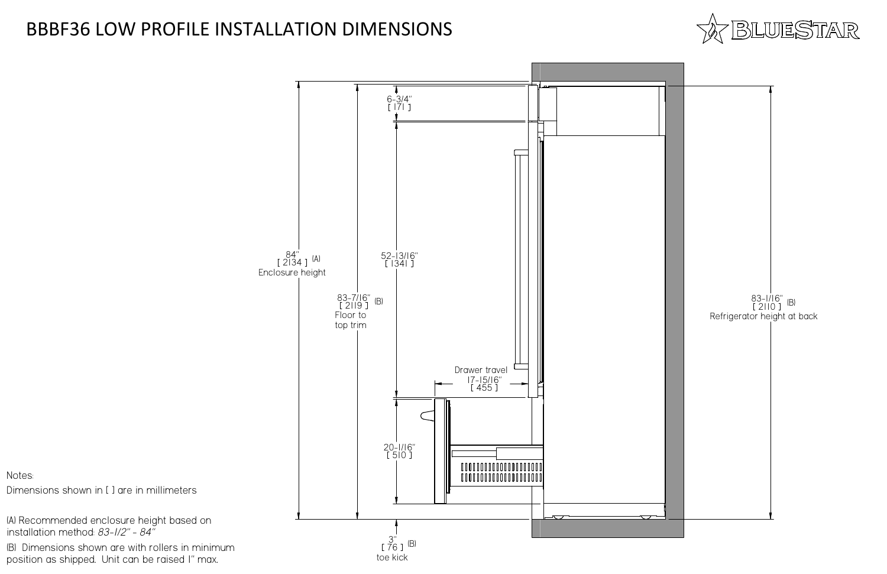# BBBF36 LOW PROFILE INSTALLATION DIMENSIONS

84" [ 2134 ] (A) Enclosure height

83-7/16" [ 2119 ] (B) Floor to top trim

6-3/4" [ 171 ]

52-13/16" [ 1341 ]

Drawer travel 17-15/16" [ 455 ]

20-1/16" [ 510 ]

3" [ 76 ] (B) toe kick

83-1/16" [ 2110 ] (B) Refrigerator height at back

Notes:

Dimensions shown in [ ] are in millimeters

(A) Recommended enclosure height based on installation method: *83-1/2" - 84"*

(B) Dimensions shown are with rollers in minimum position as shipped. Unit can be raised 1" max.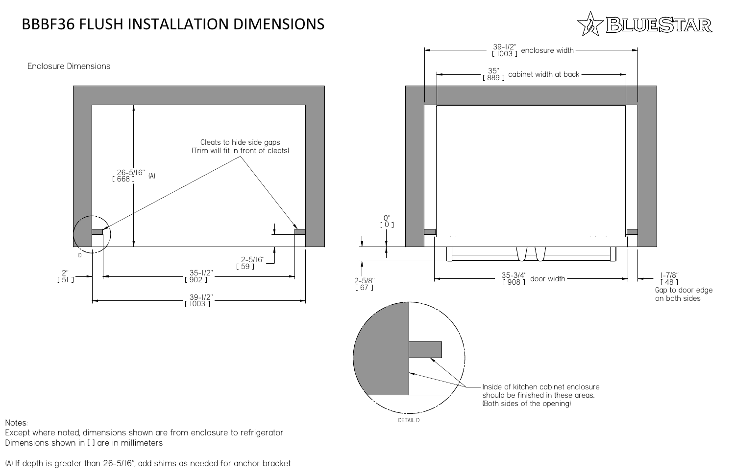# BBBF36 FLUSH INSTALLATION DIMENSIONS

BLUESTAR

Enclosure Dimensions

26-5/16" [ 668 ] (A)

Cleats to hide side gaps (Trim will fit in front of cleats)

D

2-5/16" [ 59 ]

2" [ 51 ]

35-1/2" [ 902 ]

39-1/2" [ 1003 ]

39-1/2" [ 1003 ] enclosure width

35" [ 889 ] cabinet width at back

0" [ 0 ]

2-5/8" [ 67 ]

35-3/4" [ 908 ] door width

1-7/8" [ 48 ] Gap to door edge on both sides

Inside of kitchen cabinet enclosure should be finished in these areas. (Both sides of the opening)

DETAIL D

Notes:
Except where noted, dimensions shown are from enclosure to refrigerator
Dimensions shown in [ ] are in millimeters

(A) If depth is greater than 26-5/16", add shims as needed for anchor bracket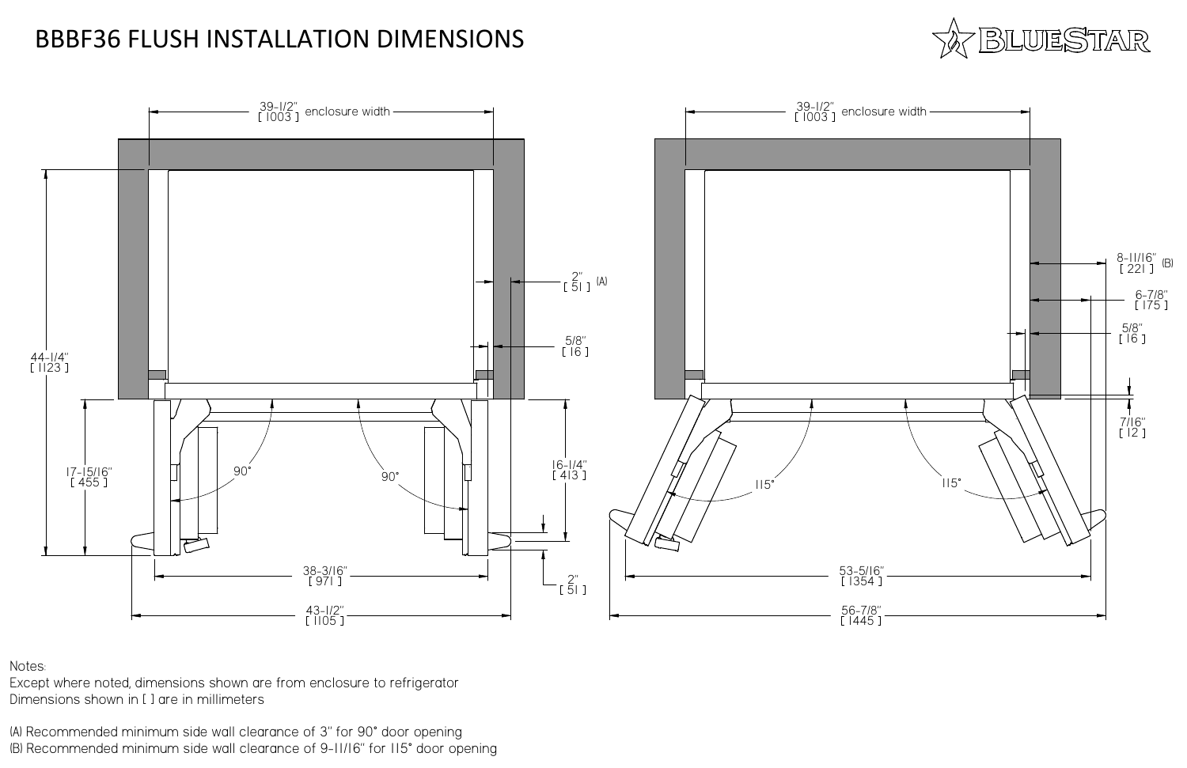# BBBF36 FLUSH INSTALLATION DIMENSIONS

39-1/2" [ 1003 ] enclosure width

44-1/4" [ 1123 ]

2" [ 51 ] (A)

5/8" [ 16 ]

17-15/16" [ 455 ]

90°

90°

16-1/4" [ 413 ]

38-3/16" [ 971 ]

2" [ 51 ]

43-1/2" [ 1105 ]

39-1/2" [ 1003 ] enclosure width

8-11/16" [ 221 ] (B)

6-7/8" [ 175 ]

5/8" [ 16 ]

7/16" [ 12 ]

115°

115°

53-5/16" [ 1354 ]

56-7/8" [ 1445 ]

Notes:
Except where noted, dimensions shown are from enclosure to refrigerator
Dimensions shown in [ ] are in millimeters

(A) Recommended minimum side wall clearance of 3" for 90° door opening
(B) Recommended minimum side wall clearance of 9-11/16" for 115° door opening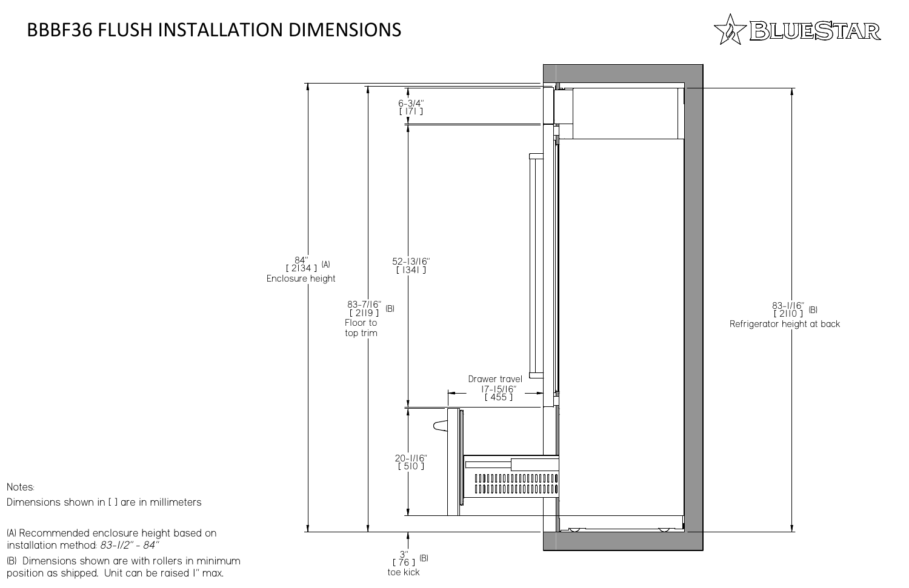# BBBF36 FLUSH INSTALLATION DIMENSIONS

BLUESTAR

84"
[ 2134 ] (A)
Enclosure height

83-7/16"
[ 2119 ] (B)
Floor to top trim

6-3/4"
[ 171 ]

52-13/16"
[ 1341 ]

Drawer travel
17-15/16"
[ 455 ]

20-1/16"
[ 510 ]

3"
[ 76 ] (B)
toe kick

83-1/16"
[ 2110 ] (B)
Refrigerator height at back

Notes:

Dimensions shown in [ ] are in millimeters

(A) Recommended enclosure height based on installation method: *83-1/2" - 84"*

(B) Dimensions shown are with rollers in minimum position as shipped. Unit can be raised 1" max.